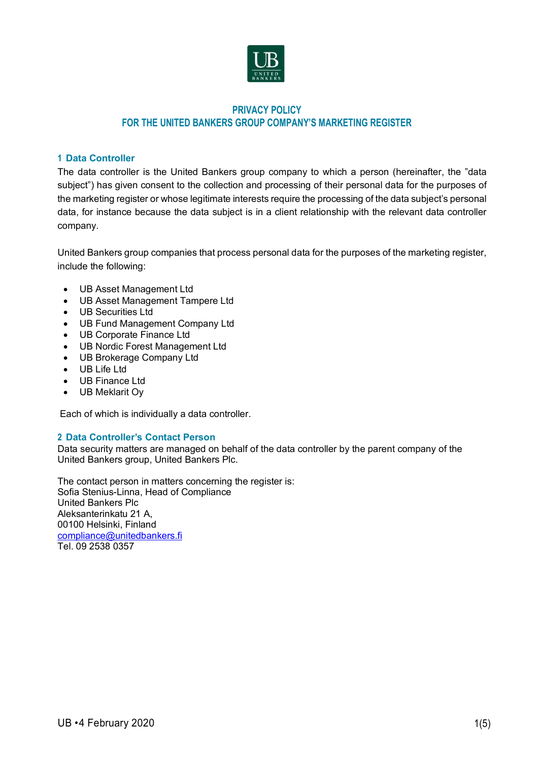# PRIVACY POLICY
# FOR THE UNITED BANKERS GROUP COMPANY'S MARKETING REGISTER

## 1 Data Controller

The data controller is the United Bankers group company to which a person (hereinafter, the "data subject") has given consent to the collection and processing of their personal data for the purposes of the marketing register or whose legitimate interests require the processing of the data subject's personal data, for instance because the data subject is in a client relationship with the relevant data controller company.

United Bankers group companies that process personal data for the purposes of the marketing register, include the following:

- UB Asset Management Ltd
- UB Asset Management Tampere Ltd
- UB Securities Ltd
- UB Fund Management Company Ltd
- UB Corporate Finance Ltd
- UB Nordic Forest Management Ltd
- UB Brokerage Company Ltd
- UB Life Ltd
- UB Finance Ltd
- UB Meklarit Oy

Each of which is individually a data controller.

## 2 Data Controller's Contact Person

Data security matters are managed on behalf of the data controller by the parent company of the United Bankers group, United Bankers Plc.

The contact person in matters concerning the register is:
Sofia Stenius-Linna, Head of Compliance
United Bankers Plc
Aleksanterinkatu 21 A,
00100 Helsinki, Finland
compliance@unitedbankers.fi
Tel. 09 2538 0357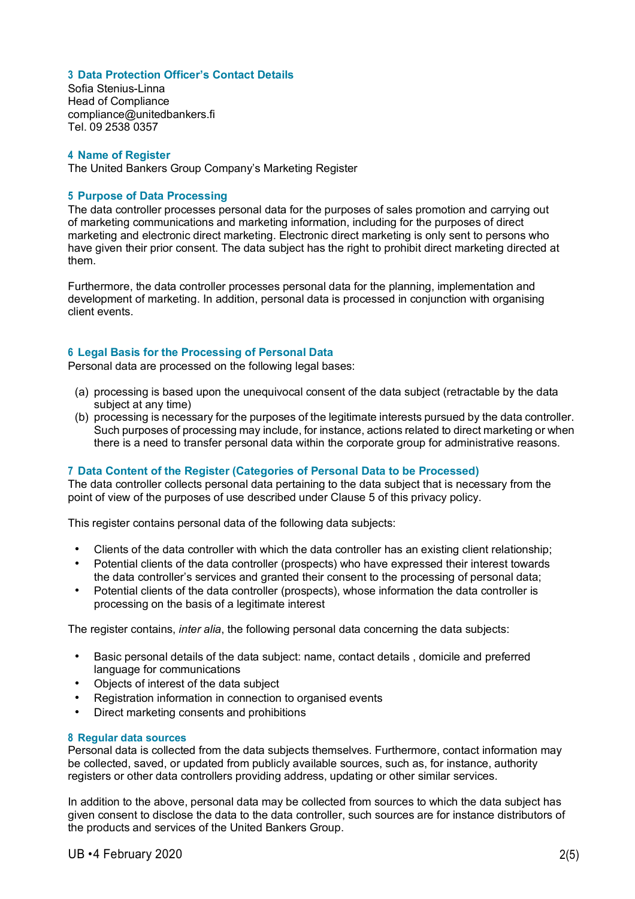## 3 Data Protection Officer's Contact Details

Sofia Stenius-Linna
Head of Compliance
compliance@unitedbankers.fi
Tel. 09 2538 0357

## 4 Name of Register

The United Bankers Group Company's Marketing Register

## 5 Purpose of Data Processing

The data controller processes personal data for the purposes of sales promotion and carrying out of marketing communications and marketing information, including for the purposes of direct marketing and electronic direct marketing. Electronic direct marketing is only sent to persons who have given their prior consent. The data subject has the right to prohibit direct marketing directed at them.

Furthermore, the data controller processes personal data for the planning, implementation and development of marketing. In addition, personal data is processed in conjunction with organising client events.

## 6 Legal Basis for the Processing of Personal Data

Personal data are processed on the following legal bases:

(a) processing is based upon the unequivocal consent of the data subject (retractable by the data subject at any time)
(b) processing is necessary for the purposes of the legitimate interests pursued by the data controller. Such purposes of processing may include, for instance, actions related to direct marketing or when there is a need to transfer personal data within the corporate group for administrative reasons.

## 7 Data Content of the Register (Categories of Personal Data to be Processed)

The data controller collects personal data pertaining to the data subject that is necessary from the point of view of the purposes of use described under Clause 5 of this privacy policy.

This register contains personal data of the following data subjects:

- Clients of the data controller with which the data controller has an existing client relationship;
- Potential clients of the data controller (prospects) who have expressed their interest towards the data controller's services and granted their consent to the processing of personal data;
- Potential clients of the data controller (prospects), whose information the data controller is processing on the basis of a legitimate interest

The register contains, *inter alia*, the following personal data concerning the data subjects:

- Basic personal details of the data subject: name, contact details , domicile and preferred language for communications
- Objects of interest of the data subject
- Registration information in connection to organised events
- Direct marketing consents and prohibitions

## 8 Regular data sources

Personal data is collected from the data subjects themselves. Furthermore, contact information may be collected, saved, or updated from publicly available sources, such as, for instance, authority registers or other data controllers providing address, updating or other similar services.

In addition to the above, personal data may be collected from sources to which the data subject has given consent to disclose the data to the data controller, such sources are for instance distributors of the products and services of the United Bankers Group.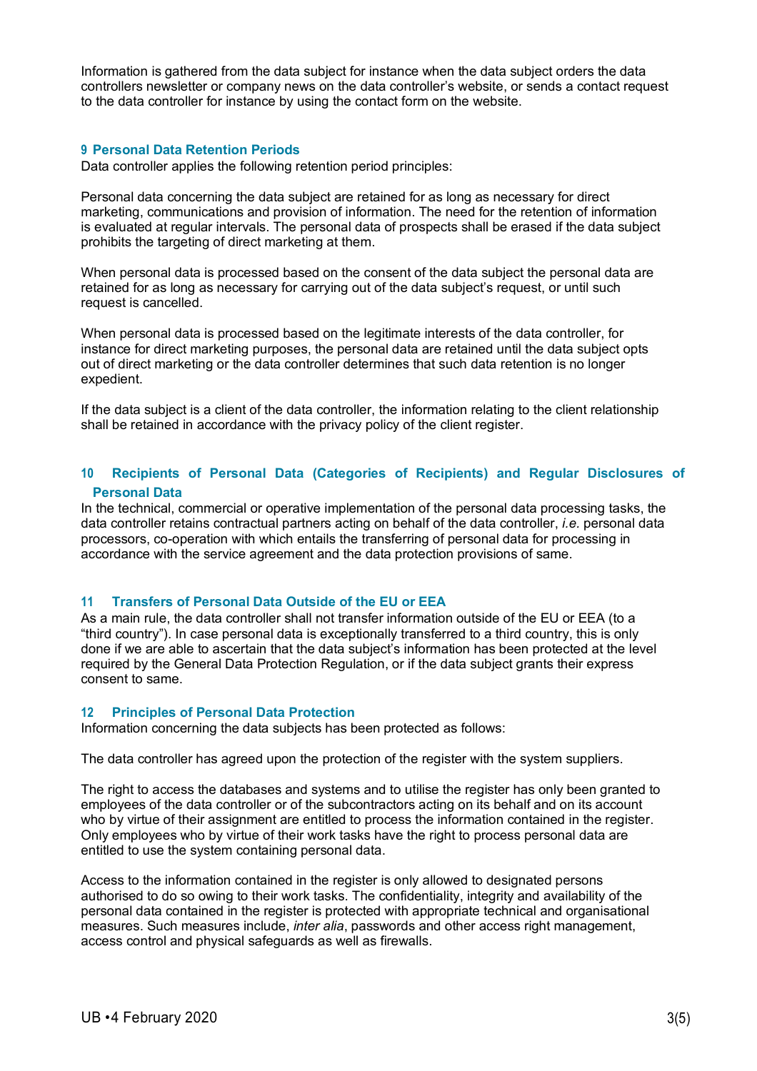Information is gathered from the data subject for instance when the data subject orders the data controllers newsletter or company news on the data controller's website, or sends a contact request to the data controller for instance by using the contact form on the website.

## 9 Personal Data Retention Periods

Data controller applies the following retention period principles:

Personal data concerning the data subject are retained for as long as necessary for direct marketing, communications and provision of information. The need for the retention of information is evaluated at regular intervals. The personal data of prospects shall be erased if the data subject prohibits the targeting of direct marketing at them.

When personal data is processed based on the consent of the data subject the personal data are retained for as long as necessary for carrying out of the data subject's request, or until such request is cancelled.

When personal data is processed based on the legitimate interests of the data controller, for instance for direct marketing purposes, the personal data are retained until the data subject opts out of direct marketing or the data controller determines that such data retention is no longer expedient.

If the data subject is a client of the data controller, the information relating to the client relationship shall be retained in accordance with the privacy policy of the client register.

## 10 Recipients of Personal Data (Categories of Recipients) and Regular Disclosures of Personal Data

In the technical, commercial or operative implementation of the personal data processing tasks, the data controller retains contractual partners acting on behalf of the data controller, *i.e.* personal data processors, co-operation with which entails the transferring of personal data for processing in accordance with the service agreement and the data protection provisions of same.

## 11 Transfers of Personal Data Outside of the EU or EEA

As a main rule, the data controller shall not transfer information outside of the EU or EEA (to a "third country"). In case personal data is exceptionally transferred to a third country, this is only done if we are able to ascertain that the data subject's information has been protected at the level required by the General Data Protection Regulation, or if the data subject grants their express consent to same.

## 12 Principles of Personal Data Protection

Information concerning the data subjects has been protected as follows:

The data controller has agreed upon the protection of the register with the system suppliers.

The right to access the databases and systems and to utilise the register has only been granted to employees of the data controller or of the subcontractors acting on its behalf and on its account who by virtue of their assignment are entitled to process the information contained in the register. Only employees who by virtue of their work tasks have the right to process personal data are entitled to use the system containing personal data.

Access to the information contained in the register is only allowed to designated persons authorised to do so owing to their work tasks. The confidentiality, integrity and availability of the personal data contained in the register is protected with appropriate technical and organisational measures. Such measures include, *inter alia*, passwords and other access right management, access control and physical safeguards as well as firewalls.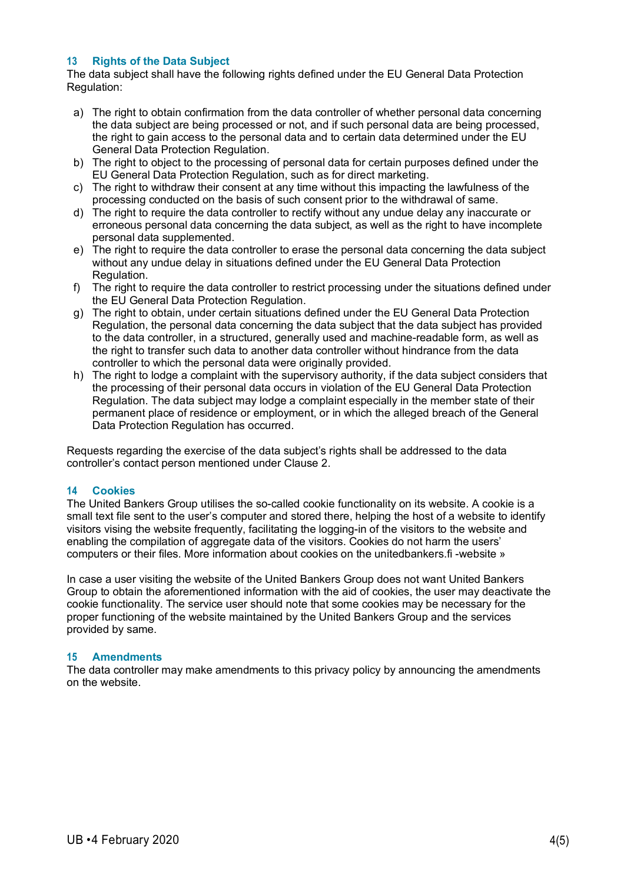## 13 Rights of the Data Subject

The data subject shall have the following rights defined under the EU General Data Protection Regulation:

a) The right to obtain confirmation from the data controller of whether personal data concerning the data subject are being processed or not, and if such personal data are being processed, the right to gain access to the personal data and to certain data determined under the EU General Data Protection Regulation.
b) The right to object to the processing of personal data for certain purposes defined under the EU General Data Protection Regulation, such as for direct marketing.
c) The right to withdraw their consent at any time without this impacting the lawfulness of the processing conducted on the basis of such consent prior to the withdrawal of same.
d) The right to require the data controller to rectify without any undue delay any inaccurate or erroneous personal data concerning the data subject, as well as the right to have incomplete personal data supplemented.
e) The right to require the data controller to erase the personal data concerning the data subject without any undue delay in situations defined under the EU General Data Protection Regulation.
f) The right to require the data controller to restrict processing under the situations defined under the EU General Data Protection Regulation.
g) The right to obtain, under certain situations defined under the EU General Data Protection Regulation, the personal data concerning the data subject that the data subject has provided to the data controller, in a structured, generally used and machine-readable form, as well as the right to transfer such data to another data controller without hindrance from the data controller to which the personal data were originally provided.
h) The right to lodge a complaint with the supervisory authority, if the data subject considers that the processing of their personal data occurs in violation of the EU General Data Protection Regulation. The data subject may lodge a complaint especially in the member state of their permanent place of residence or employment, or in which the alleged breach of the General Data Protection Regulation has occurred.

Requests regarding the exercise of the data subject's rights shall be addressed to the data controller's contact person mentioned under Clause 2.

## 14 Cookies

The United Bankers Group utilises the so-called cookie functionality on its website. A cookie is a small text file sent to the user's computer and stored there, helping the host of a website to identify visitors vising the website frequently, facilitating the logging-in of the visitors to the website and enabling the compilation of aggregate data of the visitors. Cookies do not harm the users' computers or their files. More information about cookies on the unitedbankers.fi -website »

In case a user visiting the website of the United Bankers Group does not want United Bankers Group to obtain the aforementioned information with the aid of cookies, the user may deactivate the cookie functionality. The service user should note that some cookies may be necessary for the proper functioning of the website maintained by the United Bankers Group and the services provided by same.

## 15 Amendments

The data controller may make amendments to this privacy policy by announcing the amendments on the website.